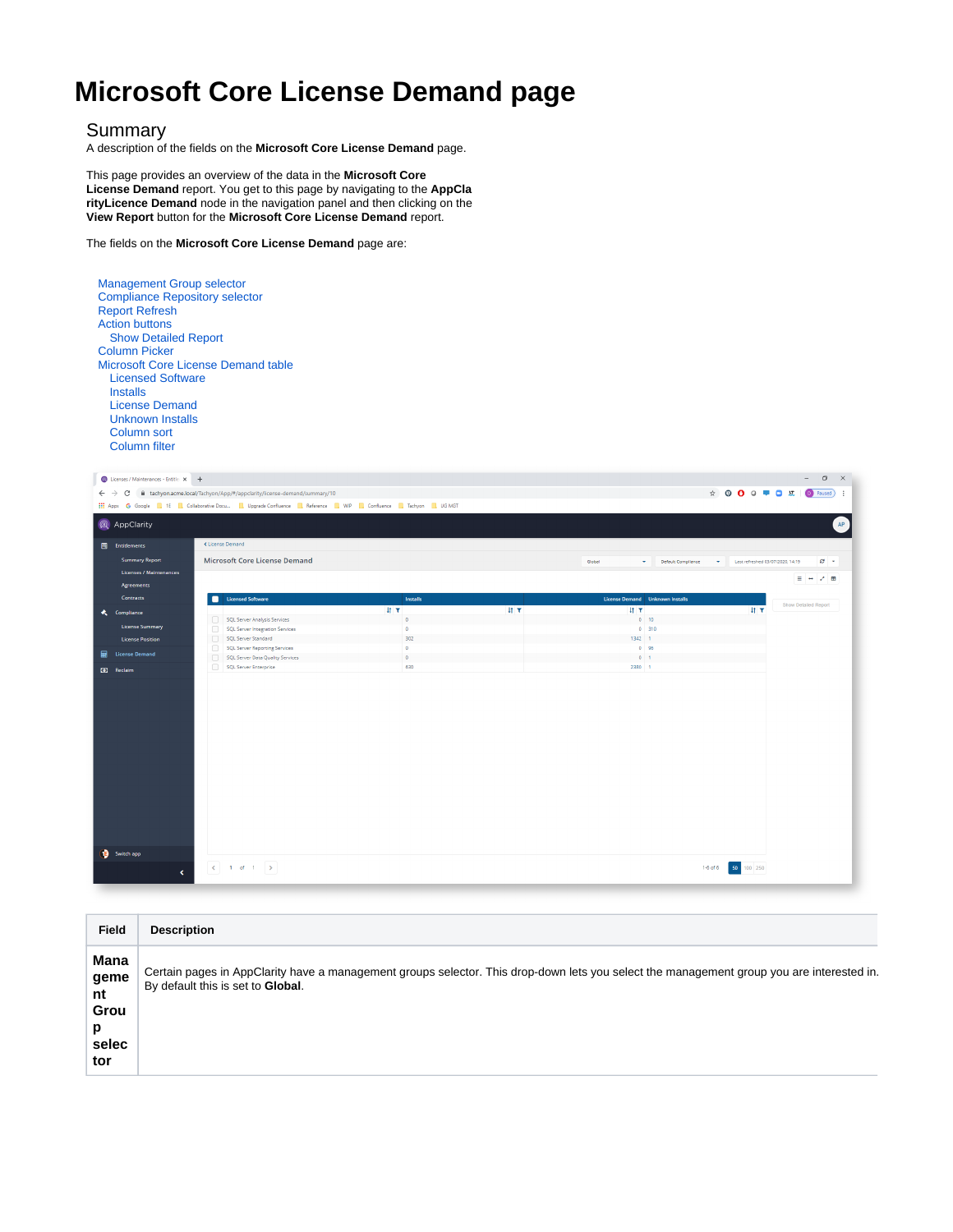# Microsoft Core License Demand page

## Summary

A description of the fields on the **Microsoft Core License Demand** page.

This page provides an overview of the data in the **Microsoft Core License Demand** report. You get to this page by navigating to the **AppClarityLicence Demand** node in the navigation panel and then clicking on the **View Report** button for the **Microsoft Core License Demand** report.

The fields on the **Microsoft Core License Demand** page are:

- Management Group selector
- Compliance Repository selector
- Report Refresh
- Action buttons
  - Show Detailed Report
- Column Picker
- Microsoft Core License Demand table
  - Licensed Software
  - Installs
  - License Demand
  - Unknown Installs
  - Column sort
  - Column filter

| Field | Description |
|---|---|
| **Management Group selector** | Certain pages in AppClarity have a management groups selector. This drop-down lets you select the management group you are interested in. By default this is set to **Global**. |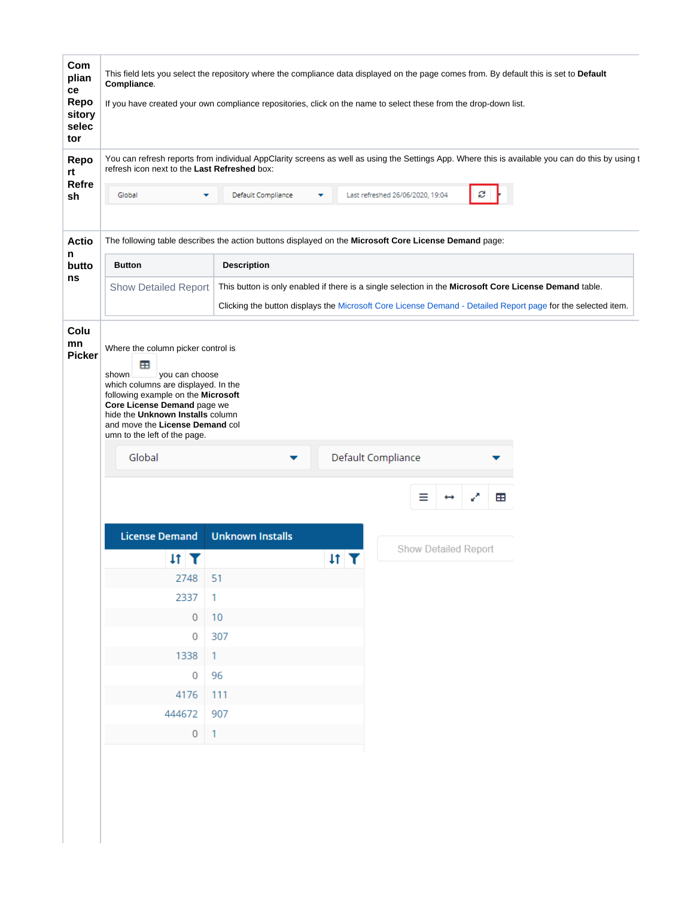| | |
|---|---|
| **Compliance Repository selector** | This field lets you select the repository where the compliance data displayed on the page comes from. By default this is set to **Default Compliance**. <br><br> If you have created your own compliance repositories, click on the name to select these from the drop-down list. |
| **Report Refresh** | You can refresh reports from individual AppClarity screens as well as using the Settings App. Where this is available you can do this by using t refresh icon next to the **Last Refreshed** box: <br><br> Global / Default Compliance / Last refreshed 26/06/2020, 19:04 |
| **Action buttons** | The following table describes the action buttons displayed on the **Microsoft Core License Demand** page: <br><br> **Button**: Show Detailed Report — **Description**: This button is only enabled if there is a single selection in the **Microsoft Core License Demand** table. Clicking the button displays the Microsoft Core License Demand - Detailed Report page for the selected item. |
| **Column Picker** | Where the column picker control is shown you can choose which columns are displayed. In the following example on the **Microsoft Core License Demand** page we hide the **Unknown Installs** column and move the **License Demand** column to the left of the page. |

| License Demand | Unknown Installs |
|---|---|
| 2748 | 51 |
| 2337 | 1 |
| 0 | 10 |
| 0 | 307 |
| 1338 | 1 |
| 0 | 96 |
| 4176 | 111 |
| 444672 | 907 |
| 0 | 1 |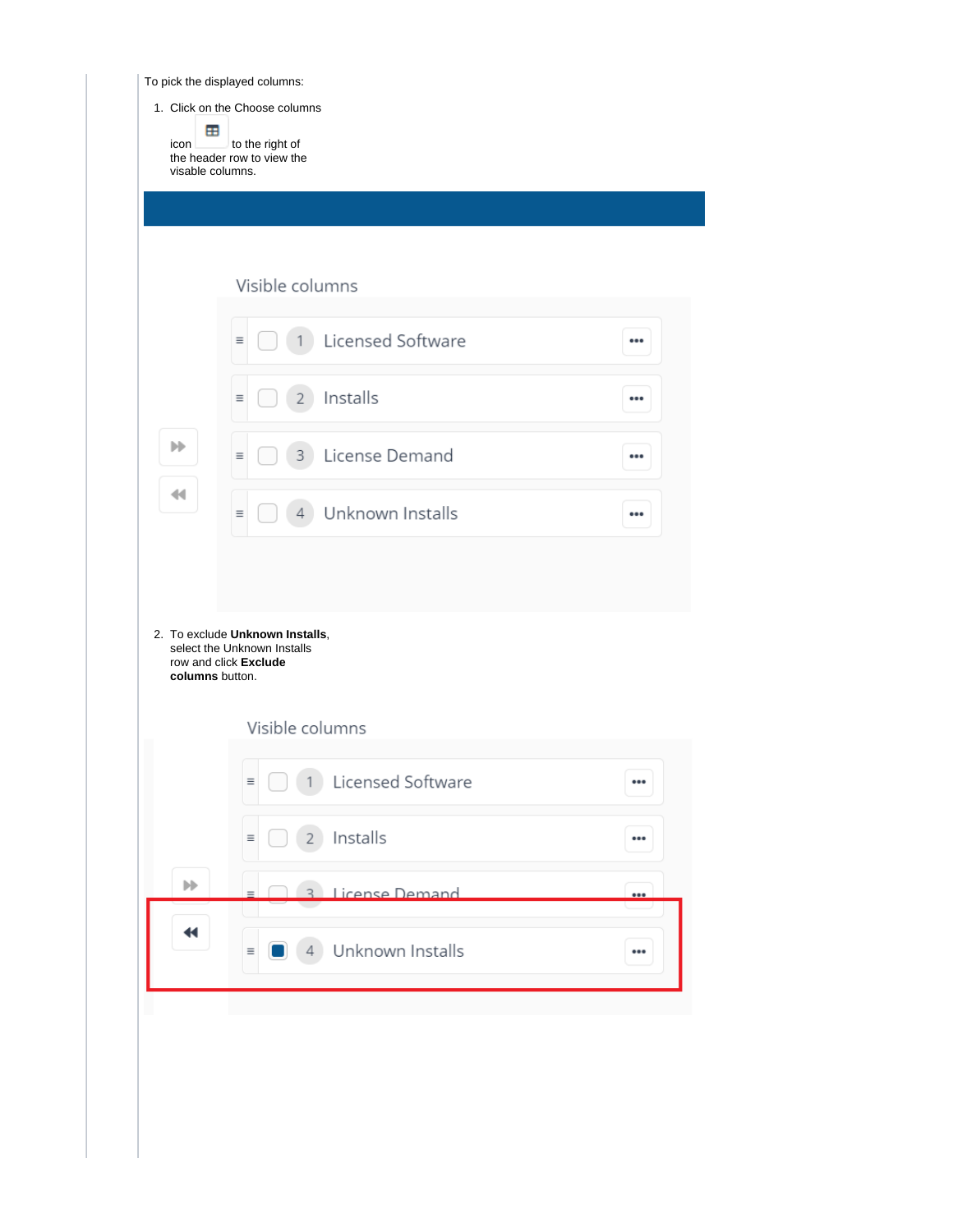To pick the displayed columns:

1. Click on the Choose columns icon to the right of the header row to view the visable columns.

Visible columns

- 1 Licensed Software
- 2 Installs
- 3 License Demand
- 4 Unknown Installs

2. To exclude **Unknown Installs**, select the Unknown Installs row and click **Exclude columns** button.

Visible columns

- 1 Licensed Software
- 2 Installs
- 3 License Demand
- 4 Unknown Installs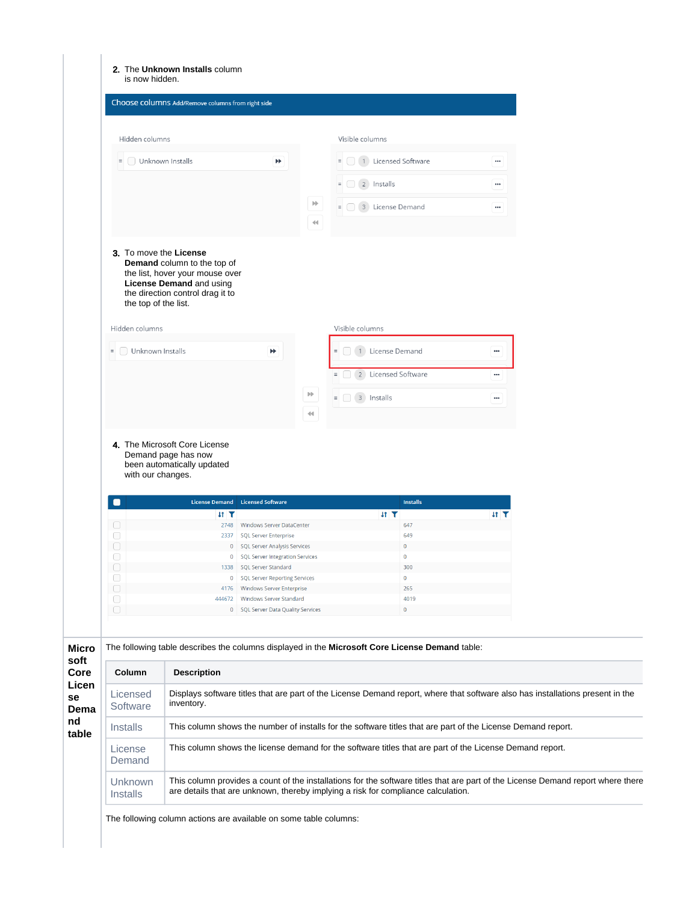2. The **Unknown Installs** column is now hidden.

Choose columns Add/Remove columns from right side

Hidden columns

Unknown Installs

Visible columns

1 Licensed Software

2 Installs

3 License Demand

3. To move the **License Demand** column to the top of the list, hover your mouse over **License Demand** and using the direction control drag it to the top of the list.

Hidden columns

Unknown Installs

Visible columns

1 License Demand

2 Licensed Software

3 Installs

4. The Microsoft Core License Demand page has now been automatically updated with our changes.

| License Demand | Licensed Software | Installs |
|---|---|---|
| 2748 | Windows Server DataCenter | 647 |
| 2337 | SQL Server Enterprise | 649 |
| 0 | SQL Server Analysis Services | 0 |
| 0 | SQL Server Integration Services | 0 |
| 1338 | SQL Server Standard | 300 |
| 0 | SQL Server Reporting Services | 0 |
| 4176 | Windows Server Enterprise | 265 |
| 444672 | Windows Server Standard | 4019 |
| 0 | SQL Server Data Quality Services | 0 |

## Microsoft Core License Demand table

The following table describes the columns displayed in the **Microsoft Core License Demand** table:

| Column | Description |
|---|---|
| Licensed Software | Displays software titles that are part of the License Demand report, where that software also has installations present in the inventory. |
| Installs | This column shows the number of installs for the software titles that are part of the License Demand report. |
| License Demand | This column shows the license demand for the software titles that are part of the License Demand report. |
| Unknown Installs | This column provides a count of the installations for the software titles that are part of the License Demand report where there are details that are unknown, thereby implying a risk for compliance calculation. |

The following column actions are available on some table columns: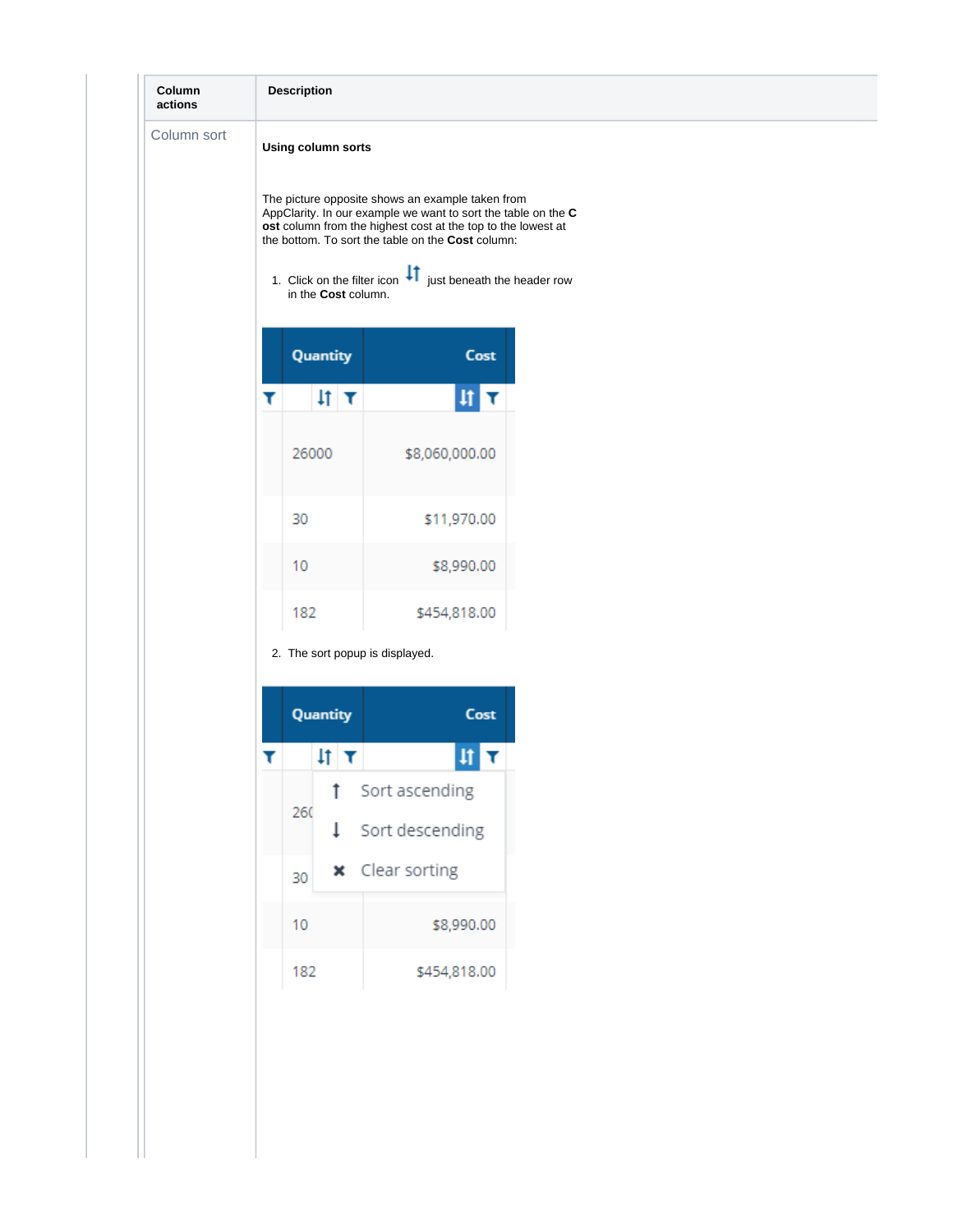| Column actions | Description |
|---|---|
| Column sort | **Using column sorts**<br><br>The picture opposite shows an example taken from AppClarity. In our example we want to sort the table on the **Cost** column from the highest cost at the top to the lowest at the bottom. To sort the table on the **Cost** column:<br><br>1. Click on the filter icon ⇅ just beneath the header row in the **Cost** column.<br><br>2. The sort popup is displayed. |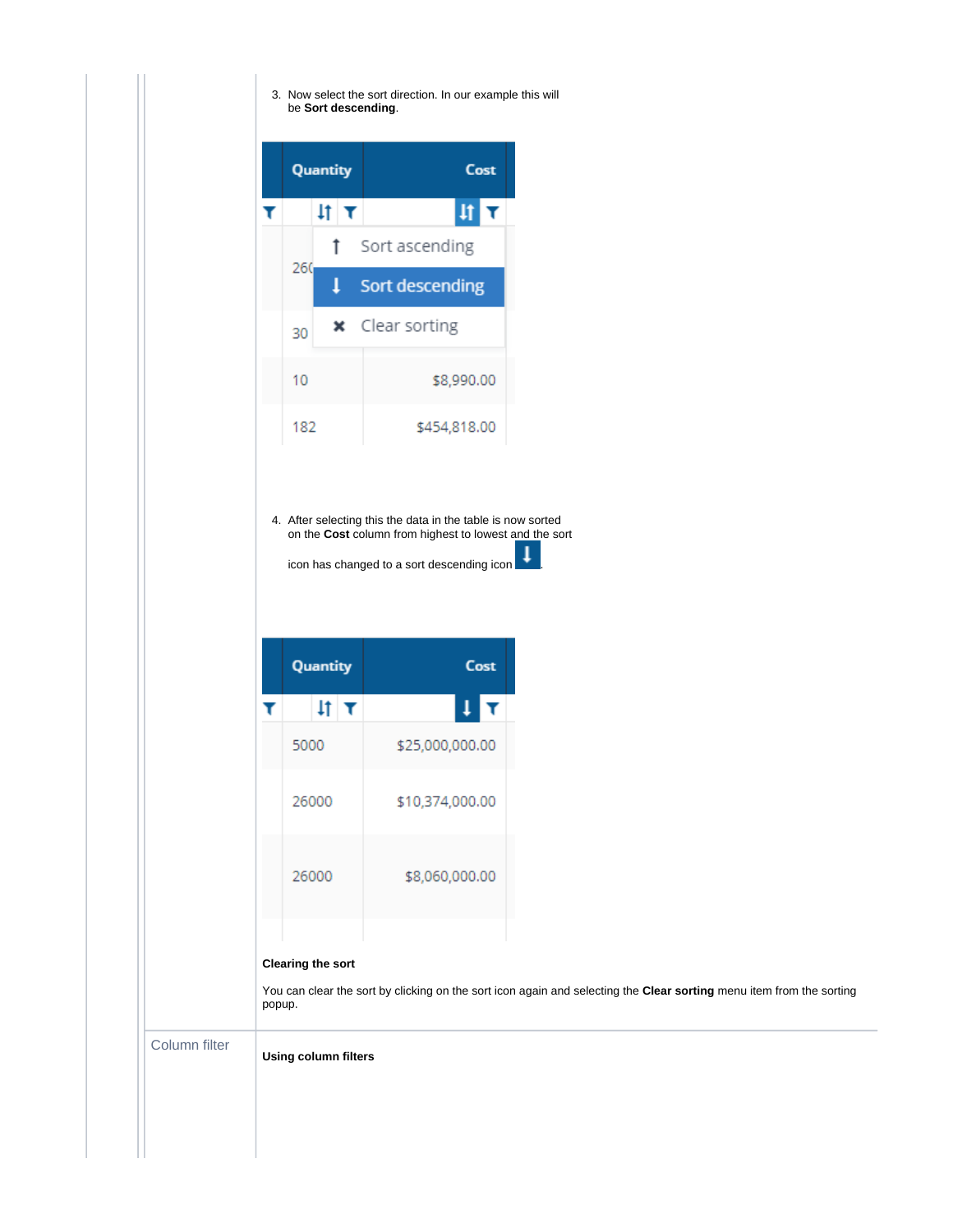3. Now select the sort direction. In our example this will be **Sort descending**.

| Quantity | Cost |
| --- | --- |
| 260 | |
| 30 | |
| 10 | $8,990.00 |
| 182 | $454,818.00 |

Sort ascending
Sort descending
Clear sorting

4. After selecting this the data in the table is now sorted on the **Cost** column from highest to lowest and the sort icon has changed to a sort descending icon.

| Quantity | Cost |
| --- | --- |
| 5000 | $25,000,000.00 |
| 26000 | $10,374,000.00 |
| 26000 | $8,060,000.00 |

**Clearing the sort**

You can clear the sort by clicking on the sort icon again and selecting the **Clear sorting** menu item from the sorting popup.

Column filter

**Using column filters**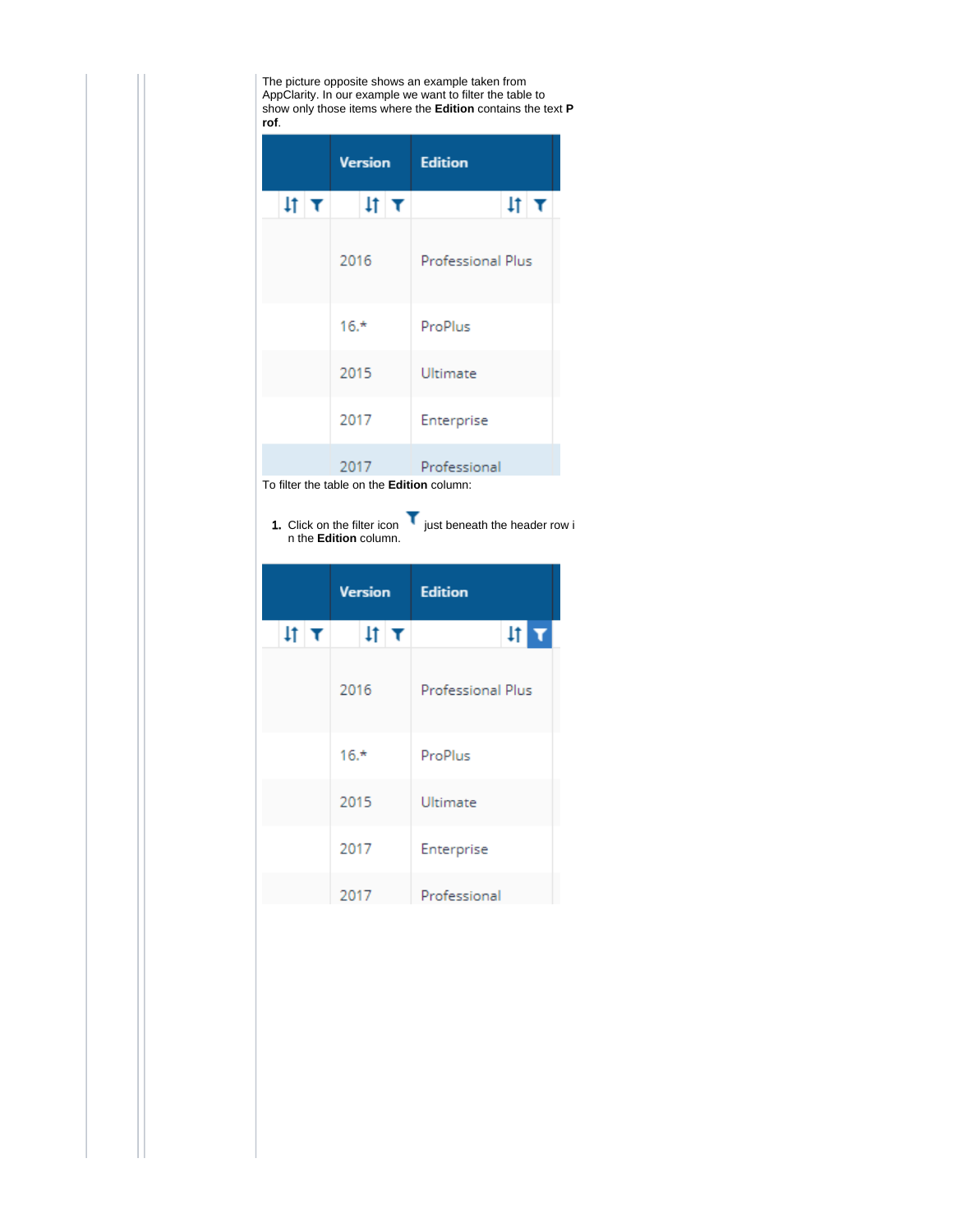The picture opposite shows an example taken from AppClarity. In our example we want to filter the table to show only those items where the **Edition** contains the text **Prof**.

| | Version | Edition |
|---|---|---|
| | 2016 | Professional Plus |
| | 16.* | ProPlus |
| | 2015 | Ultimate |
| | 2017 | Enterprise |
| | 2017 | Professional |

To filter the table on the **Edition** column:

1. Click on the filter icon just beneath the header row in the **Edition** column.

| | Version | Edition |
|---|---|---|
| | 2016 | Professional Plus |
| | 16.* | ProPlus |
| | 2015 | Ultimate |
| | 2017 | Enterprise |
| | 2017 | Professional |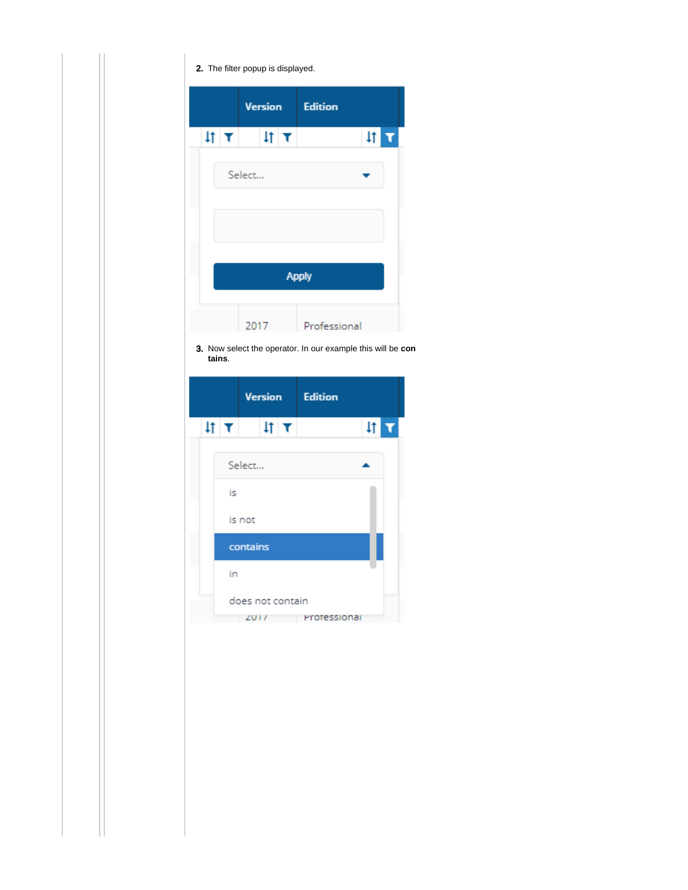2. The filter popup is displayed.

3. Now select the operator. In our example this will be **contains**.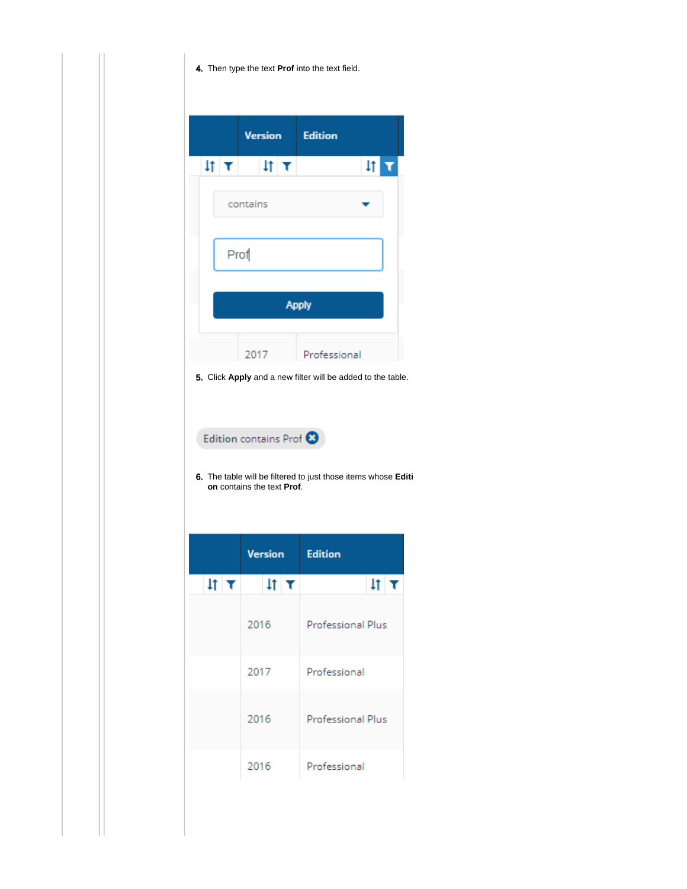4. Then type the text **Prof** into the text field.

5. Click **Apply** and a new filter will be added to the table.

6. The table will be filtered to just those items whose **Edition** contains the text **Prof**.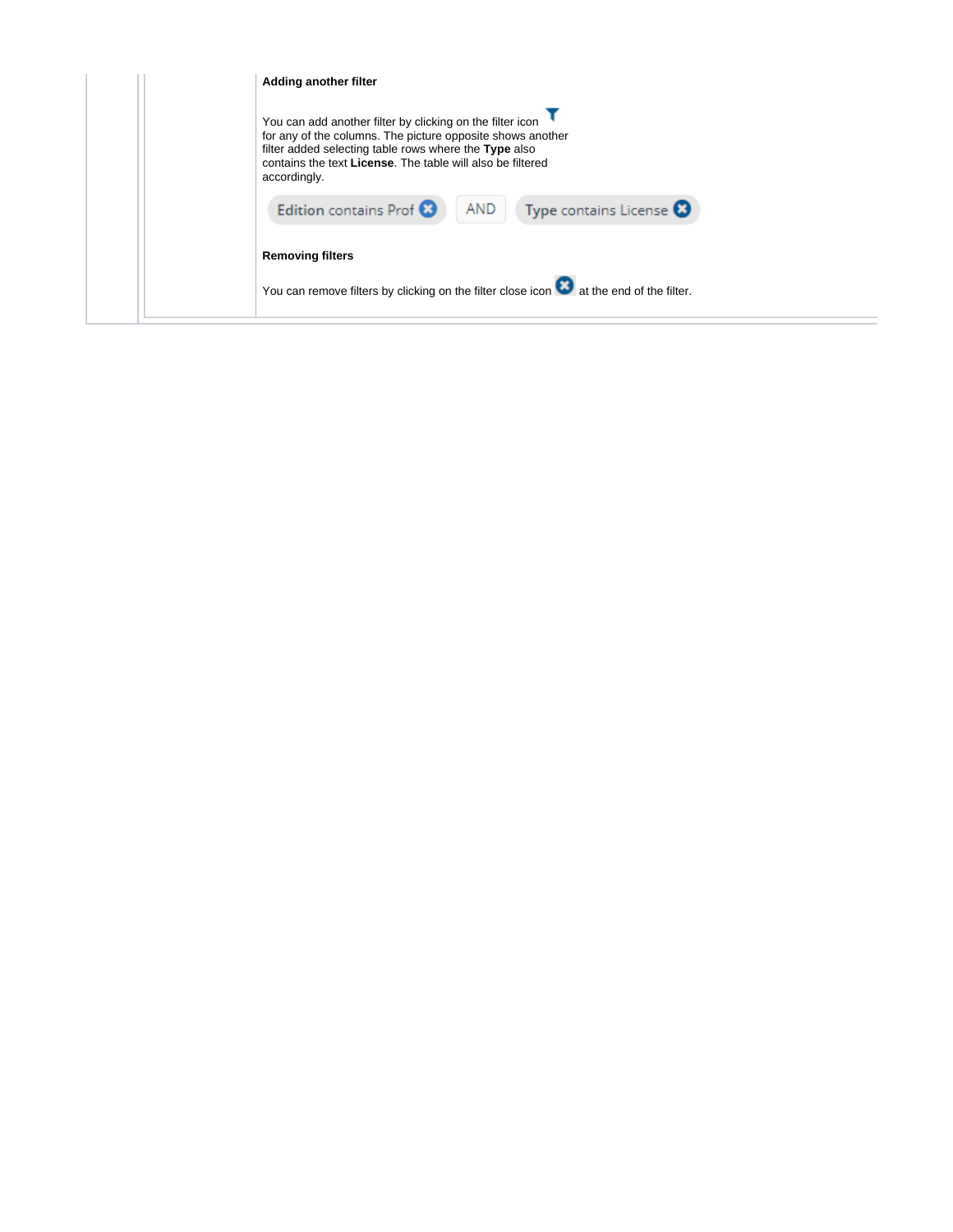**Adding another filter**

You can add another filter by clicking on the filter icon for any of the columns. The picture opposite shows another filter added selecting table rows where the **Type** also contains the text **License**. The table will also be filtered accordingly.

Edition contains Prof AND Type contains License

**Removing filters**

You can remove filters by clicking on the filter close icon at the end of the filter.